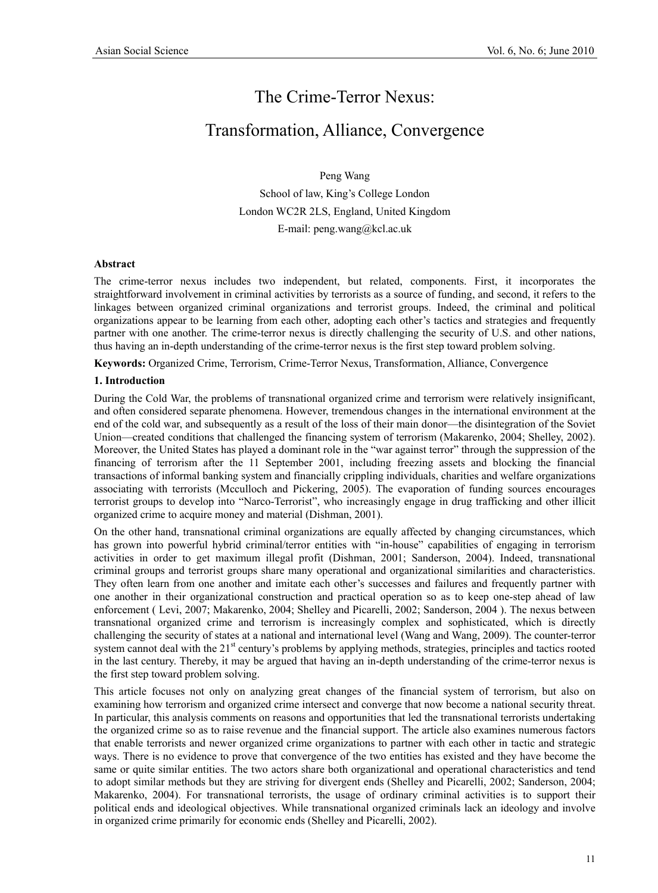# The Crime-Terror Nexus:

# Transformation, Alliance, Convergence

Peng Wang

School of law, King's College London

London WC2R 2LS, England, United Kingdom

E-mail: peng.wang@kcl.ac.uk

**Abstract**

The crime-terror nexus includes two independent, but related, components. First, it incorporates the straightforward involvement in criminal activities by terrorists as a source of funding, and second, it refers to the linkages between organized criminal organizations and terrorist groups. Indeed, the criminal and political organizations appear to be learning from each other, adopting each other's tactics and strategies and frequently partner with one another. The crime-terror nexus is directly challenging the security of U.S. and other nations, thus having an in-depth understanding of the crime-terror nexus is the first step toward problem solving.

**Keywords:** Organized Crime, Terrorism, Crime-Terror Nexus, Transformation, Alliance, Convergence

## 1. Introduction

During the Cold War, the problems of transnational organized crime and terrorism were relatively insignificant, and often considered separate phenomena. However, tremendous changes in the international environment at the end of the cold war, and subsequently as a result of the loss of their main donor—the disintegration of the Soviet Union—created conditions that challenged the financing system of terrorism (Makarenko, 2004; Shelley, 2002). Moreover, the United States has played a dominant role in the "war against terror" through the suppression of the financing of terrorism after the 11 September 2001, including freezing assets and blocking the financial transactions of informal banking system and financially crippling individuals, charities and welfare organizations associating with terrorists (Mcculloch and Pickering, 2005). The evaporation of funding sources encourages terrorist groups to develop into "Narco-Terrorist", who increasingly engage in drug trafficking and other illicit organized crime to acquire money and material (Dishman, 2001).

On the other hand, transnational criminal organizations are equally affected by changing circumstances, which has grown into powerful hybrid criminal/terror entities with "in-house" capabilities of engaging in terrorism activities in order to get maximum illegal profit (Dishman, 2001; Sanderson, 2004). Indeed, transnational criminal groups and terrorist groups share many operational and organizational similarities and characteristics. They often learn from one another and imitate each other's successes and failures and frequently partner with one another in their organizational construction and practical operation so as to keep one-step ahead of law enforcement ( Levi, 2007; Makarenko, 2004; Shelley and Picarelli, 2002; Sanderson, 2004 ). The nexus between transnational organized crime and terrorism is increasingly complex and sophisticated, which is directly challenging the security of states at a national and international level (Wang and Wang, 2009). The counter-terror system cannot deal with the 21st century's problems by applying methods, strategies, principles and tactics rooted in the last century. Thereby, it may be argued that having an in-depth understanding of the crime-terror nexus is the first step toward problem solving.

This article focuses not only on analyzing great changes of the financial system of terrorism, but also on examining how terrorism and organized crime intersect and converge that now become a national security threat. In particular, this analysis comments on reasons and opportunities that led the transnational terrorists undertaking the organized crime so as to raise revenue and the financial support. The article also examines numerous factors that enable terrorists and newer organized crime organizations to partner with each other in tactic and strategic ways. There is no evidence to prove that convergence of the two entities has existed and they have become the same or quite similar entities. The two actors share both organizational and operational characteristics and tend to adopt similar methods but they are striving for divergent ends (Shelley and Picarelli, 2002; Sanderson, 2004; Makarenko, 2004). For transnational terrorists, the usage of ordinary criminal activities is to support their political ends and ideological objectives. While transnational organized criminals lack an ideology and involve in organized crime primarily for economic ends (Shelley and Picarelli, 2002).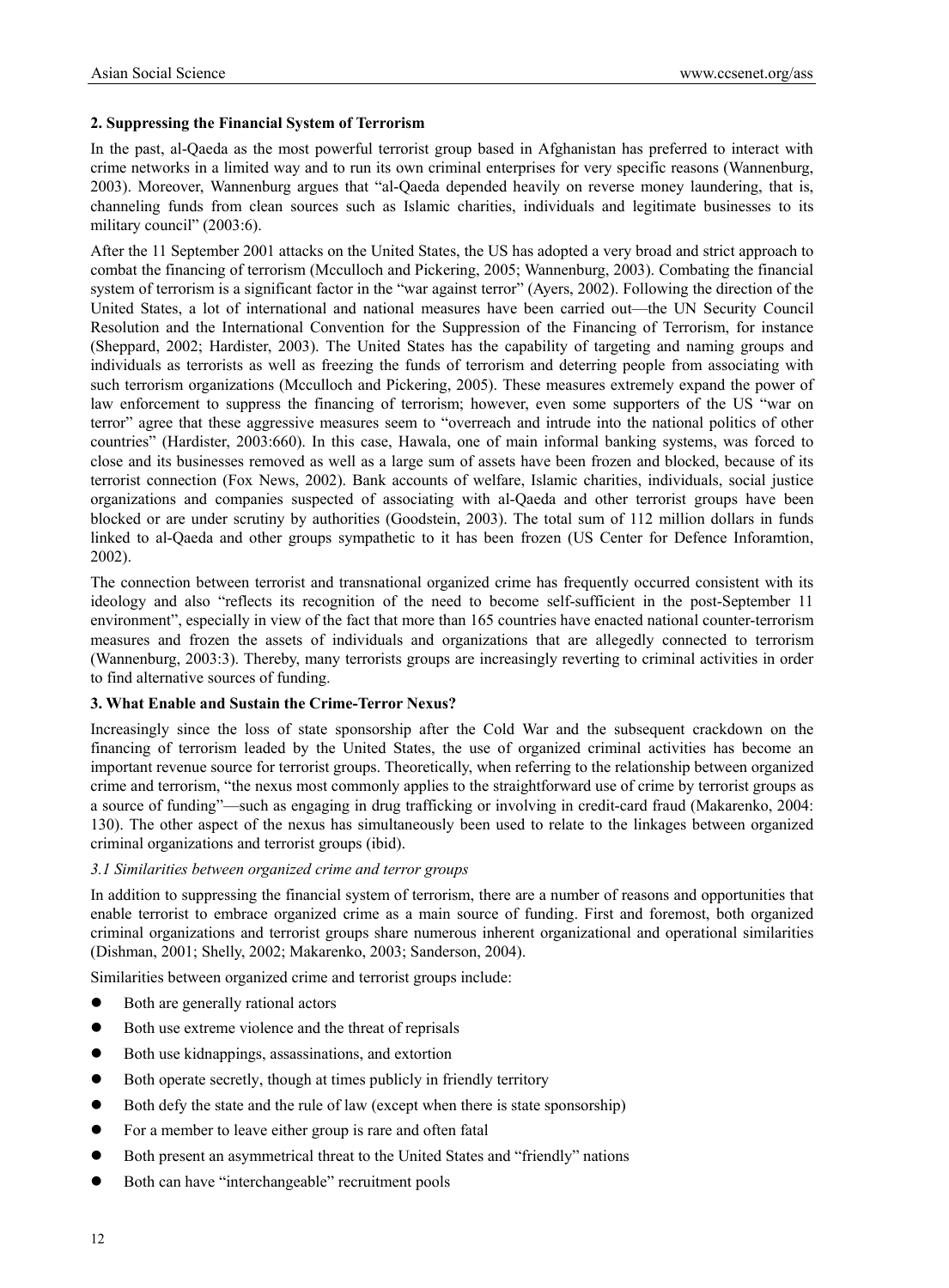**2. Suppressing the Financial System of Terrorism**

In the past, al-Qaeda as the most powerful terrorist group based in Afghanistan has preferred to interact with crime networks in a limited way and to run its own criminal enterprises for very specific reasons (Wannenburg, 2003). Moreover, Wannenburg argues that "al-Qaeda depended heavily on reverse money laundering, that is, channeling funds from clean sources such as Islamic charities, individuals and legitimate businesses to its military council" (2003:6).

After the 11 September 2001 attacks on the United States, the US has adopted a very broad and strict approach to combat the financing of terrorism (Mcculloch and Pickering, 2005; Wannenburg, 2003). Combating the financial system of terrorism is a significant factor in the "war against terror" (Ayers, 2002). Following the direction of the United States, a lot of international and national measures have been carried out—the UN Security Council Resolution and the International Convention for the Suppression of the Financing of Terrorism, for instance (Sheppard, 2002; Hardister, 2003). The United States has the capability of targeting and naming groups and individuals as terrorists as well as freezing the funds of terrorism and deterring people from associating with such terrorism organizations (Mcculloch and Pickering, 2005). These measures extremely expand the power of law enforcement to suppress the financing of terrorism; however, even some supporters of the US "war on terror" agree that these aggressive measures seem to "overreach and intrude into the national politics of other countries" (Hardister, 2003:660). In this case, Hawala, one of main informal banking systems, was forced to close and its businesses removed as well as a large sum of assets have been frozen and blocked, because of its terrorist connection (Fox News, 2002). Bank accounts of welfare, Islamic charities, individuals, social justice organizations and companies suspected of associating with al-Qaeda and other terrorist groups have been blocked or are under scrutiny by authorities (Goodstein, 2003). The total sum of 112 million dollars in funds linked to al-Qaeda and other groups sympathetic to it has been frozen (US Center for Defence Inforamtion, 2002).

The connection between terrorist and transnational organized crime has frequently occurred consistent with its ideology and also "reflects its recognition of the need to become self-sufficient in the post-September 11 environment", especially in view of the fact that more than 165 countries have enacted national counter-terrorism measures and frozen the assets of individuals and organizations that are allegedly connected to terrorism (Wannenburg, 2003:3). Thereby, many terrorists groups are increasingly reverting to criminal activities in order to find alternative sources of funding.

**3. What Enable and Sustain the Crime-Terror Nexus?**

Increasingly since the loss of state sponsorship after the Cold War and the subsequent crackdown on the financing of terrorism leaded by the United States, the use of organized criminal activities has become an important revenue source for terrorist groups. Theoretically, when referring to the relationship between organized crime and terrorism, "the nexus most commonly applies to the straightforward use of crime by terrorist groups as a source of funding"—such as engaging in drug trafficking or involving in credit-card fraud (Makarenko, 2004: 130). The other aspect of the nexus has simultaneously been used to relate to the linkages between organized criminal organizations and terrorist groups (ibid).

*3.1 Similarities between organized crime and terror groups*

In addition to suppressing the financial system of terrorism, there are a number of reasons and opportunities that enable terrorist to embrace organized crime as a main source of funding. First and foremost, both organized criminal organizations and terrorist groups share numerous inherent organizational and operational similarities (Dishman, 2001; Shelly, 2002; Makarenko, 2003; Sanderson, 2004).

Similarities between organized crime and terrorist groups include:

- Both are generally rational actors
- Both use extreme violence and the threat of reprisals
- Both use kidnappings, assassinations, and extortion
- Both operate secretly, though at times publicly in friendly territory
- Both defy the state and the rule of law (except when there is state sponsorship)
- For a member to leave either group is rare and often fatal
- Both present an asymmetrical threat to the United States and "friendly" nations
- Both can have "interchangeable" recruitment pools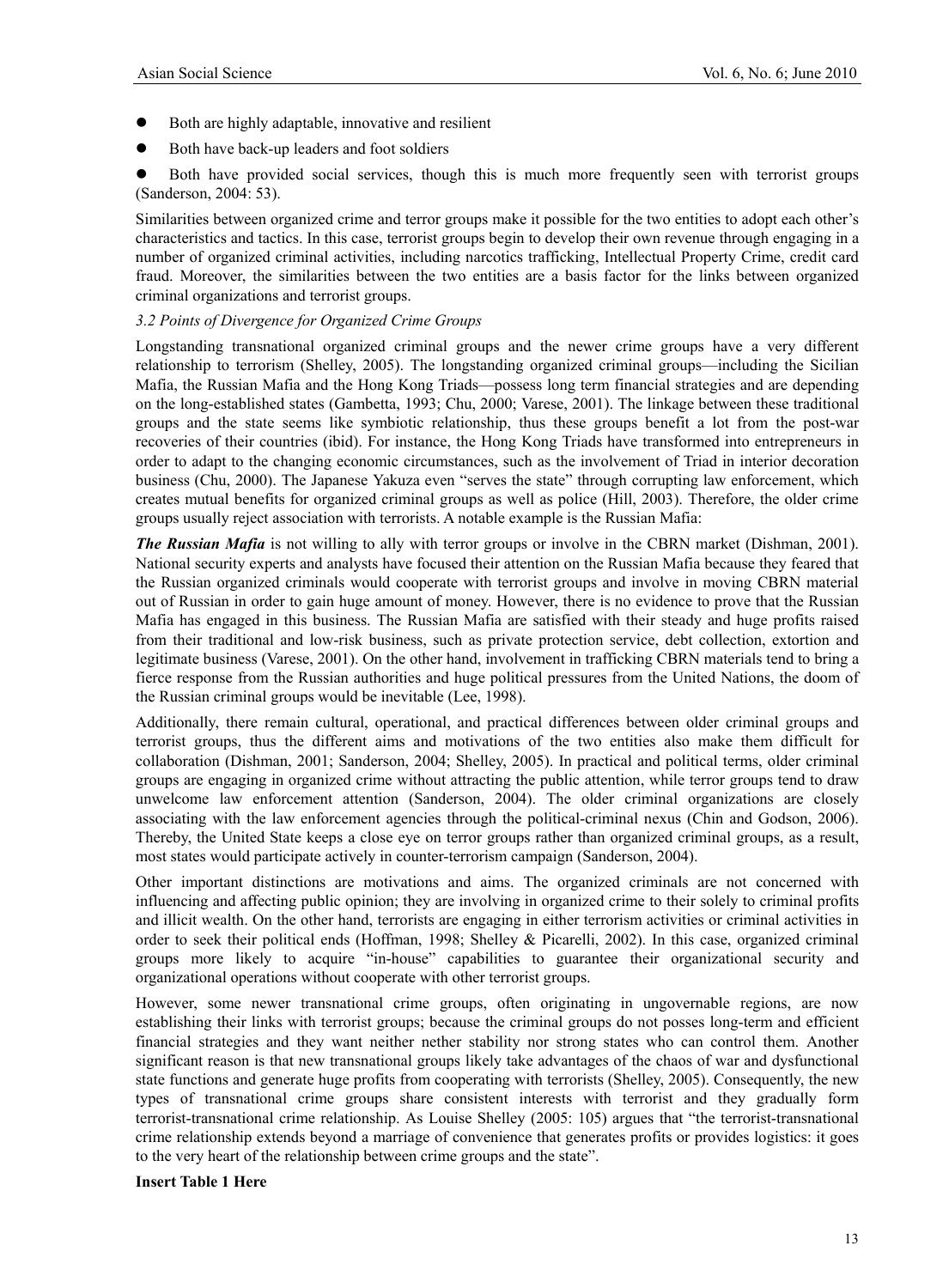- Both are highly adaptable, innovative and resilient
- Both have back-up leaders and foot soldiers
- Both have provided social services, though this is much more frequently seen with terrorist groups (Sanderson, 2004: 53).

Similarities between organized crime and terror groups make it possible for the two entities to adopt each other's characteristics and tactics. In this case, terrorist groups begin to develop their own revenue through engaging in a number of organized criminal activities, including narcotics trafficking, Intellectual Property Crime, credit card fraud. Moreover, the similarities between the two entities are a basis factor for the links between organized criminal organizations and terrorist groups.

### *3.2 Points of Divergence for Organized Crime Groups*

Longstanding transnational organized criminal groups and the newer crime groups have a very different relationship to terrorism (Shelley, 2005). The longstanding organized criminal groups—including the Sicilian Mafia, the Russian Mafia and the Hong Kong Triads—possess long term financial strategies and are depending on the long-established states (Gambetta, 1993; Chu, 2000; Varese, 2001). The linkage between these traditional groups and the state seems like symbiotic relationship, thus these groups benefit a lot from the post-war recoveries of their countries (ibid). For instance, the Hong Kong Triads have transformed into entrepreneurs in order to adapt to the changing economic circumstances, such as the involvement of Triad in interior decoration business (Chu, 2000). The Japanese Yakuza even "serves the state" through corrupting law enforcement, which creates mutual benefits for organized criminal groups as well as police (Hill, 2003). Therefore, the older crime groups usually reject association with terrorists. A notable example is the Russian Mafia:

***The Russian Mafia*** is not willing to ally with terror groups or involve in the CBRN market (Dishman, 2001). National security experts and analysts have focused their attention on the Russian Mafia because they feared that the Russian organized criminals would cooperate with terrorist groups and involve in moving CBRN material out of Russian in order to gain huge amount of money. However, there is no evidence to prove that the Russian Mafia has engaged in this business. The Russian Mafia are satisfied with their steady and huge profits raised from their traditional and low-risk business, such as private protection service, debt collection, extortion and legitimate business (Varese, 2001). On the other hand, involvement in trafficking CBRN materials tend to bring a fierce response from the Russian authorities and huge political pressures from the United Nations, the doom of the Russian criminal groups would be inevitable (Lee, 1998).

Additionally, there remain cultural, operational, and practical differences between older criminal groups and terrorist groups, thus the different aims and motivations of the two entities also make them difficult for collaboration (Dishman, 2001; Sanderson, 2004; Shelley, 2005). In practical and political terms, older criminal groups are engaging in organized crime without attracting the public attention, while terror groups tend to draw unwelcome law enforcement attention (Sanderson, 2004). The older criminal organizations are closely associating with the law enforcement agencies through the political-criminal nexus (Chin and Godson, 2006). Thereby, the United State keeps a close eye on terror groups rather than organized criminal groups, as a result, most states would participate actively in counter-terrorism campaign (Sanderson, 2004).

Other important distinctions are motivations and aims. The organized criminals are not concerned with influencing and affecting public opinion; they are involving in organized crime to their solely to criminal profits and illicit wealth. On the other hand, terrorists are engaging in either terrorism activities or criminal activities in order to seek their political ends (Hoffman, 1998; Shelley & Picarelli, 2002). In this case, organized criminal groups more likely to acquire "in-house" capabilities to guarantee their organizational security and organizational operations without cooperate with other terrorist groups.

However, some newer transnational crime groups, often originating in ungovernable regions, are now establishing their links with terrorist groups; because the criminal groups do not posses long-term and efficient financial strategies and they want neither nether stability nor strong states who can control them. Another significant reason is that new transnational groups likely take advantages of the chaos of war and dysfunctional state functions and generate huge profits from cooperating with terrorists (Shelley, 2005). Consequently, the new types of transnational crime groups share consistent interests with terrorist and they gradually form terrorist-transnational crime relationship. As Louise Shelley (2005: 105) argues that "the terrorist-transnational crime relationship extends beyond a marriage of convenience that generates profits or provides logistics: it goes to the very heart of the relationship between crime groups and the state".

**Insert Table 1 Here**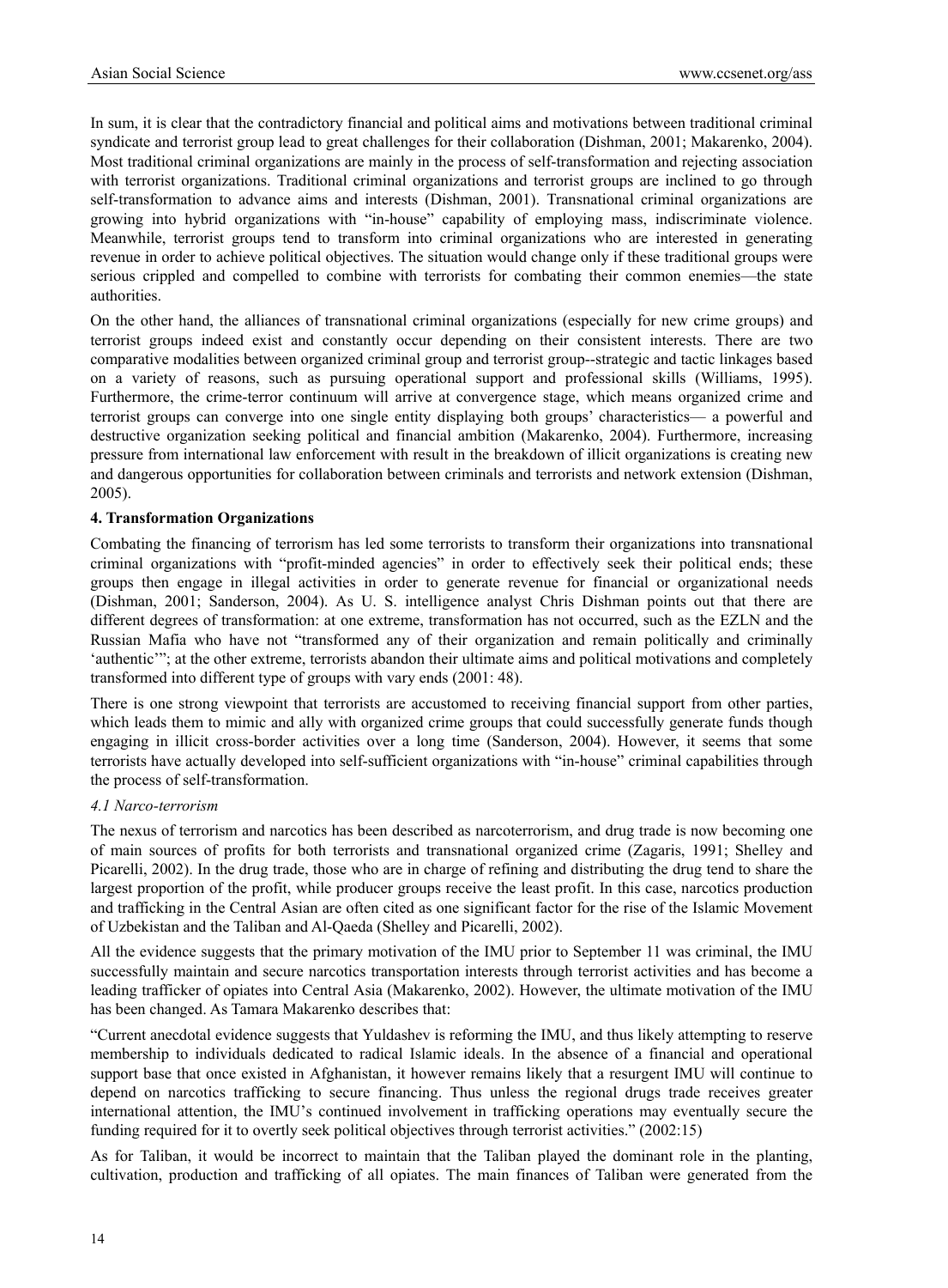In sum, it is clear that the contradictory financial and political aims and motivations between traditional criminal syndicate and terrorist group lead to great challenges for their collaboration (Dishman, 2001; Makarenko, 2004). Most traditional criminal organizations are mainly in the process of self-transformation and rejecting association with terrorist organizations. Traditional criminal organizations and terrorist groups are inclined to go through self-transformation to advance aims and interests (Dishman, 2001). Transnational criminal organizations are growing into hybrid organizations with "in-house" capability of employing mass, indiscriminate violence. Meanwhile, terrorist groups tend to transform into criminal organizations who are interested in generating revenue in order to achieve political objectives. The situation would change only if these traditional groups were serious crippled and compelled to combine with terrorists for combating their common enemies—the state authorities.

On the other hand, the alliances of transnational criminal organizations (especially for new crime groups) and terrorist groups indeed exist and constantly occur depending on their consistent interests. There are two comparative modalities between organized criminal group and terrorist group--strategic and tactic linkages based on a variety of reasons, such as pursuing operational support and professional skills (Williams, 1995). Furthermore, the crime-terror continuum will arrive at convergence stage, which means organized crime and terrorist groups can converge into one single entity displaying both groups' characteristics— a powerful and destructive organization seeking political and financial ambition (Makarenko, 2004). Furthermore, increasing pressure from international law enforcement with result in the breakdown of illicit organizations is creating new and dangerous opportunities for collaboration between criminals and terrorists and network extension (Dishman, 2005).

## 4. Transformation Organizations

Combating the financing of terrorism has led some terrorists to transform their organizations into transnational criminal organizations with "profit-minded agencies" in order to effectively seek their political ends; these groups then engage in illegal activities in order to generate revenue for financial or organizational needs (Dishman, 2001; Sanderson, 2004). As U. S. intelligence analyst Chris Dishman points out that there are different degrees of transformation: at one extreme, transformation has not occurred, such as the EZLN and the Russian Mafia who have not "transformed any of their organization and remain politically and criminally 'authentic'"; at the other extreme, terrorists abandon their ultimate aims and political motivations and completely transformed into different type of groups with vary ends (2001: 48).

There is one strong viewpoint that terrorists are accustomed to receiving financial support from other parties, which leads them to mimic and ally with organized crime groups that could successfully generate funds though engaging in illicit cross-border activities over a long time (Sanderson, 2004). However, it seems that some terrorists have actually developed into self-sufficient organizations with "in-house" criminal capabilities through the process of self-transformation.

### *4.1 Narco-terrorism*

The nexus of terrorism and narcotics has been described as narcoterrorism, and drug trade is now becoming one of main sources of profits for both terrorists and transnational organized crime (Zagaris, 1991; Shelley and Picarelli, 2002). In the drug trade, those who are in charge of refining and distributing the drug tend to share the largest proportion of the profit, while producer groups receive the least profit. In this case, narcotics production and trafficking in the Central Asian are often cited as one significant factor for the rise of the Islamic Movement of Uzbekistan and the Taliban and Al-Qaeda (Shelley and Picarelli, 2002).

All the evidence suggests that the primary motivation of the IMU prior to September 11 was criminal, the IMU successfully maintain and secure narcotics transportation interests through terrorist activities and has become a leading trafficker of opiates into Central Asia (Makarenko, 2002). However, the ultimate motivation of the IMU has been changed. As Tamara Makarenko describes that:

"Current anecdotal evidence suggests that Yuldashev is reforming the IMU, and thus likely attempting to reserve membership to individuals dedicated to radical Islamic ideals. In the absence of a financial and operational support base that once existed in Afghanistan, it however remains likely that a resurgent IMU will continue to depend on narcotics trafficking to secure financing. Thus unless the regional drugs trade receives greater international attention, the IMU's continued involvement in trafficking operations may eventually secure the funding required for it to overtly seek political objectives through terrorist activities." (2002:15)

As for Taliban, it would be incorrect to maintain that the Taliban played the dominant role in the planting, cultivation, production and trafficking of all opiates. The main finances of Taliban were generated from the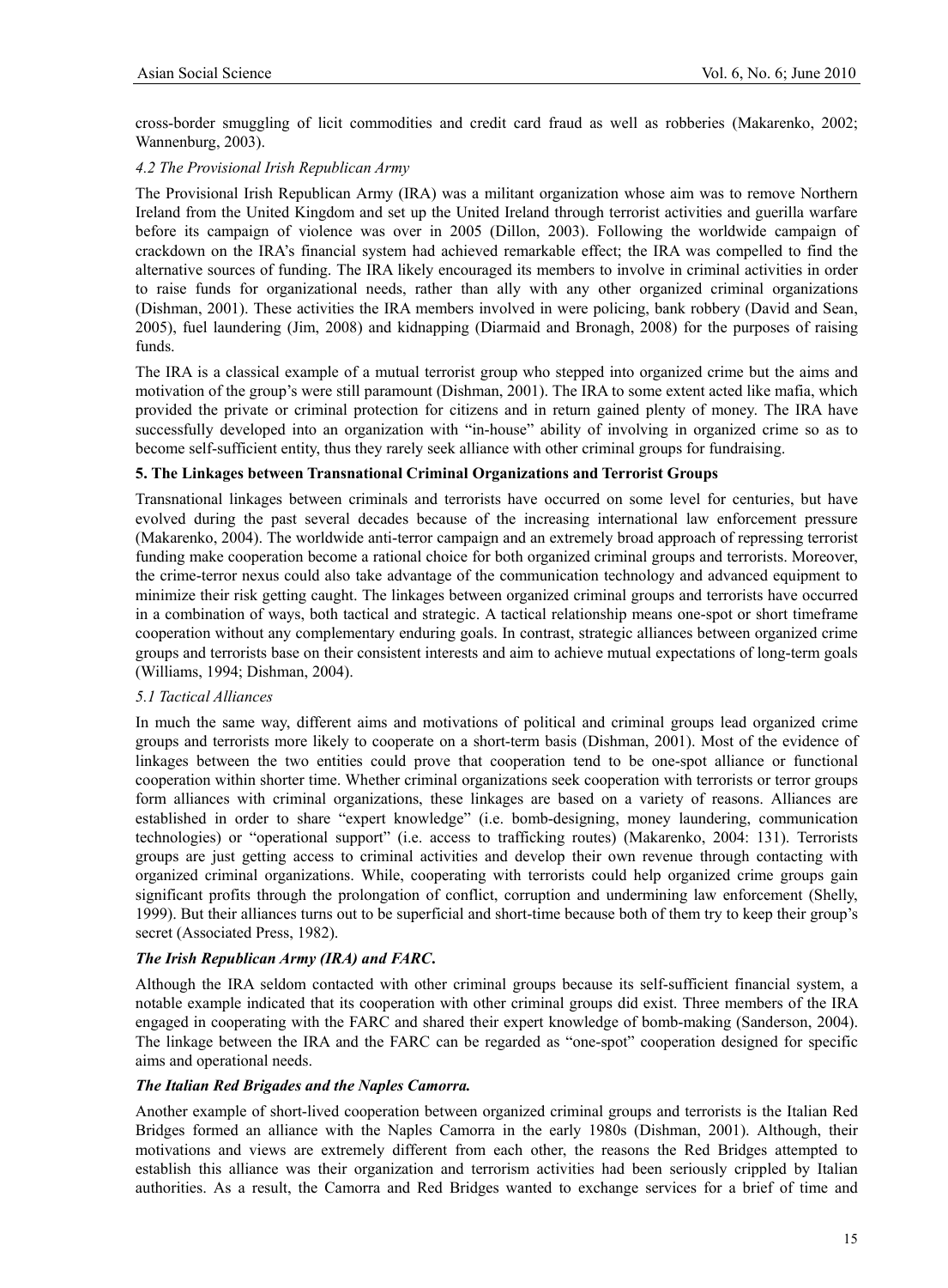cross-border smuggling of licit commodities and credit card fraud as well as robberies (Makarenko, 2002; Wannenburg, 2003).

### *4.2 The Provisional Irish Republican Army*

The Provisional Irish Republican Army (IRA) was a militant organization whose aim was to remove Northern Ireland from the United Kingdom and set up the United Ireland through terrorist activities and guerilla warfare before its campaign of violence was over in 2005 (Dillon, 2003). Following the worldwide campaign of crackdown on the IRA's financial system had achieved remarkable effect; the IRA was compelled to find the alternative sources of funding. The IRA likely encouraged its members to involve in criminal activities in order to raise funds for organizational needs, rather than ally with any other organized criminal organizations (Dishman, 2001). These activities the IRA members involved in were policing, bank robbery (David and Sean, 2005), fuel laundering (Jim, 2008) and kidnapping (Diarmaid and Bronagh, 2008) for the purposes of raising funds.

The IRA is a classical example of a mutual terrorist group who stepped into organized crime but the aims and motivation of the group's were still paramount (Dishman, 2001). The IRA to some extent acted like mafia, which provided the private or criminal protection for citizens and in return gained plenty of money. The IRA have successfully developed into an organization with "in-house" ability of involving in organized crime so as to become self-sufficient entity, thus they rarely seek alliance with other criminal groups for fundraising.

## **5. The Linkages between Transnational Criminal Organizations and Terrorist Groups**

Transnational linkages between criminals and terrorists have occurred on some level for centuries, but have evolved during the past several decades because of the increasing international law enforcement pressure (Makarenko, 2004). The worldwide anti-terror campaign and an extremely broad approach of repressing terrorist funding make cooperation become a rational choice for both organized criminal groups and terrorists. Moreover, the crime-terror nexus could also take advantage of the communication technology and advanced equipment to minimize their risk getting caught. The linkages between organized criminal groups and terrorists have occurred in a combination of ways, both tactical and strategic. A tactical relationship means one-spot or short timeframe cooperation without any complementary enduring goals. In contrast, strategic alliances between organized crime groups and terrorists base on their consistent interests and aim to achieve mutual expectations of long-term goals (Williams, 1994; Dishman, 2004).

### *5.1 Tactical Alliances*

In much the same way, different aims and motivations of political and criminal groups lead organized crime groups and terrorists more likely to cooperate on a short-term basis (Dishman, 2001). Most of the evidence of linkages between the two entities could prove that cooperation tend to be one-spot alliance or functional cooperation within shorter time. Whether criminal organizations seek cooperation with terrorists or terror groups form alliances with criminal organizations, these linkages are based on a variety of reasons. Alliances are established in order to share "expert knowledge" (i.e. bomb-designing, money laundering, communication technologies) or "operational support" (i.e. access to trafficking routes) (Makarenko, 2004: 131). Terrorists groups are just getting access to criminal activities and develop their own revenue through contacting with organized criminal organizations. While, cooperating with terrorists could help organized crime groups gain significant profits through the prolongation of conflict, corruption and undermining law enforcement (Shelly, 1999). But their alliances turns out to be superficial and short-time because both of them try to keep their group's secret (Associated Press, 1982).

***The Irish Republican Army (IRA) and FARC.***

Although the IRA seldom contacted with other criminal groups because its self-sufficient financial system, a notable example indicated that its cooperation with other criminal groups did exist. Three members of the IRA engaged in cooperating with the FARC and shared their expert knowledge of bomb-making (Sanderson, 2004). The linkage between the IRA and the FARC can be regarded as "one-spot" cooperation designed for specific aims and operational needs.

***The Italian Red Brigades and the Naples Camorra.***

Another example of short-lived cooperation between organized criminal groups and terrorists is the Italian Red Bridges formed an alliance with the Naples Camorra in the early 1980s (Dishman, 2001). Although, their motivations and views are extremely different from each other, the reasons the Red Bridges attempted to establish this alliance was their organization and terrorism activities had been seriously crippled by Italian authorities. As a result, the Camorra and Red Bridges wanted to exchange services for a brief of time and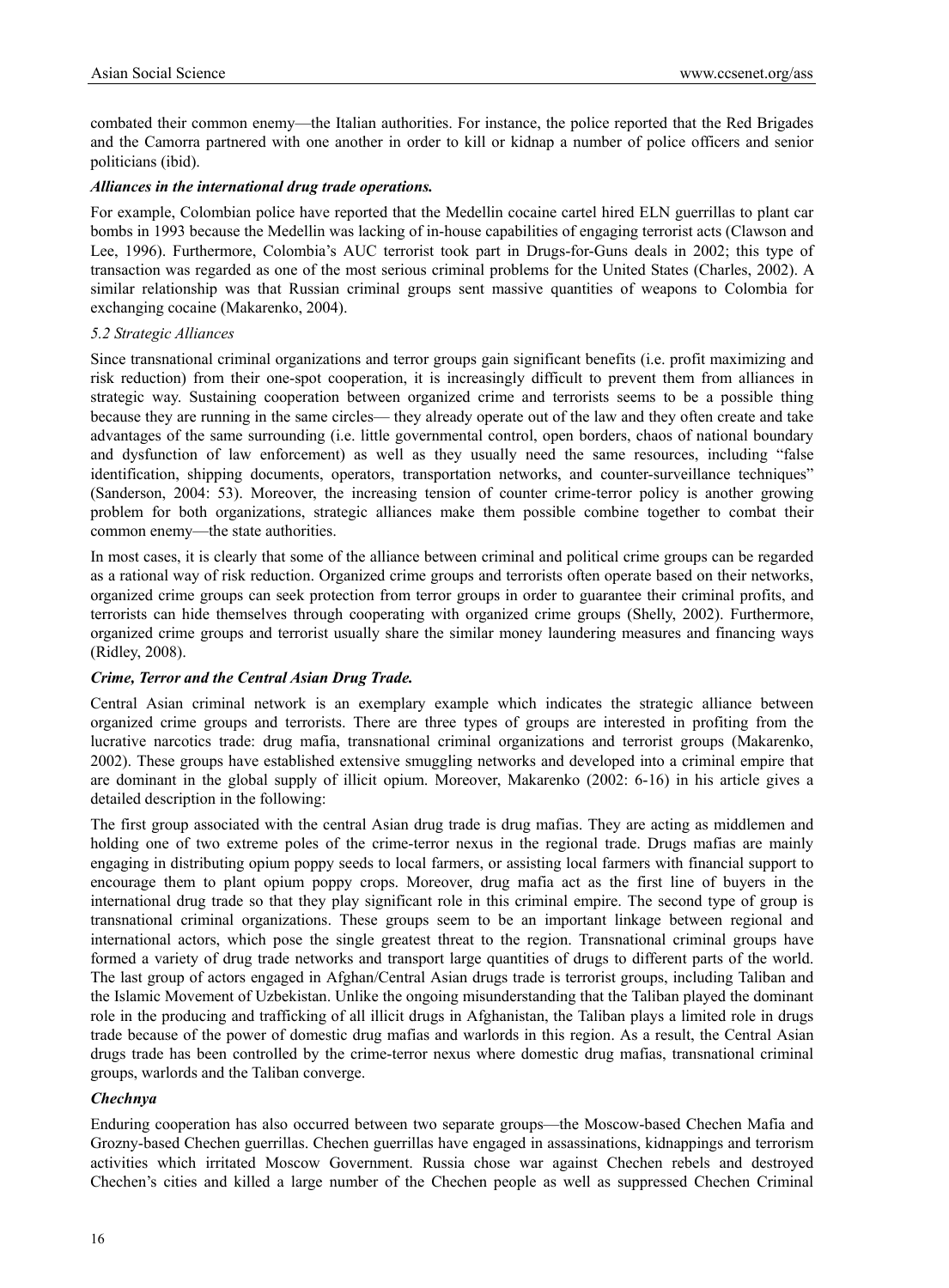combated their common enemy—the Italian authorities. For instance, the police reported that the Red Brigades and the Camorra partnered with one another in order to kill or kidnap a number of police officers and senior politicians (ibid).

***Alliances in the international drug trade operations.***

For example, Colombian police have reported that the Medellin cocaine cartel hired ELN guerrillas to plant car bombs in 1993 because the Medellin was lacking of in-house capabilities of engaging terrorist acts (Clawson and Lee, 1996). Furthermore, Colombia's AUC terrorist took part in Drugs-for-Guns deals in 2002; this type of transaction was regarded as one of the most serious criminal problems for the United States (Charles, 2002). A similar relationship was that Russian criminal groups sent massive quantities of weapons to Colombia for exchanging cocaine (Makarenko, 2004).

*5.2 Strategic Alliances*

Since transnational criminal organizations and terror groups gain significant benefits (i.e. profit maximizing and risk reduction) from their one-spot cooperation, it is increasingly difficult to prevent them from alliances in strategic way. Sustaining cooperation between organized crime and terrorists seems to be a possible thing because they are running in the same circles— they already operate out of the law and they often create and take advantages of the same surrounding (i.e. little governmental control, open borders, chaos of national boundary and dysfunction of law enforcement) as well as they usually need the same resources, including "false identification, shipping documents, operators, transportation networks, and counter-surveillance techniques" (Sanderson, 2004: 53). Moreover, the increasing tension of counter crime-terror policy is another growing problem for both organizations, strategic alliances make them possible combine together to combat their common enemy—the state authorities.

In most cases, it is clearly that some of the alliance between criminal and political crime groups can be regarded as a rational way of risk reduction. Organized crime groups and terrorists often operate based on their networks, organized crime groups can seek protection from terror groups in order to guarantee their criminal profits, and terrorists can hide themselves through cooperating with organized crime groups (Shelly, 2002). Furthermore, organized crime groups and terrorist usually share the similar money laundering measures and financing ways (Ridley, 2008).

***Crime, Terror and the Central Asian Drug Trade.***

Central Asian criminal network is an exemplary example which indicates the strategic alliance between organized crime groups and terrorists. There are three types of groups are interested in profiting from the lucrative narcotics trade: drug mafia, transnational criminal organizations and terrorist groups (Makarenko, 2002). These groups have established extensive smuggling networks and developed into a criminal empire that are dominant in the global supply of illicit opium. Moreover, Makarenko (2002: 6-16) in his article gives a detailed description in the following:

The first group associated with the central Asian drug trade is drug mafias. They are acting as middlemen and holding one of two extreme poles of the crime-terror nexus in the regional trade. Drugs mafias are mainly engaging in distributing opium poppy seeds to local farmers, or assisting local farmers with financial support to encourage them to plant opium poppy crops. Moreover, drug mafia act as the first line of buyers in the international drug trade so that they play significant role in this criminal empire. The second type of group is transnational criminal organizations. These groups seem to be an important linkage between regional and international actors, which pose the single greatest threat to the region. Transnational criminal groups have formed a variety of drug trade networks and transport large quantities of drugs to different parts of the world. The last group of actors engaged in Afghan/Central Asian drugs trade is terrorist groups, including Taliban and the Islamic Movement of Uzbekistan. Unlike the ongoing misunderstanding that the Taliban played the dominant role in the producing and trafficking of all illicit drugs in Afghanistan, the Taliban plays a limited role in drugs trade because of the power of domestic drug mafias and warlords in this region. As a result, the Central Asian drugs trade has been controlled by the crime-terror nexus where domestic drug mafias, transnational criminal groups, warlords and the Taliban converge.

***Chechnya***

Enduring cooperation has also occurred between two separate groups—the Moscow-based Chechen Mafia and Grozny-based Chechen guerrillas. Chechen guerrillas have engaged in assassinations, kidnappings and terrorism activities which irritated Moscow Government. Russia chose war against Chechen rebels and destroyed Chechen's cities and killed a large number of the Chechen people as well as suppressed Chechen Criminal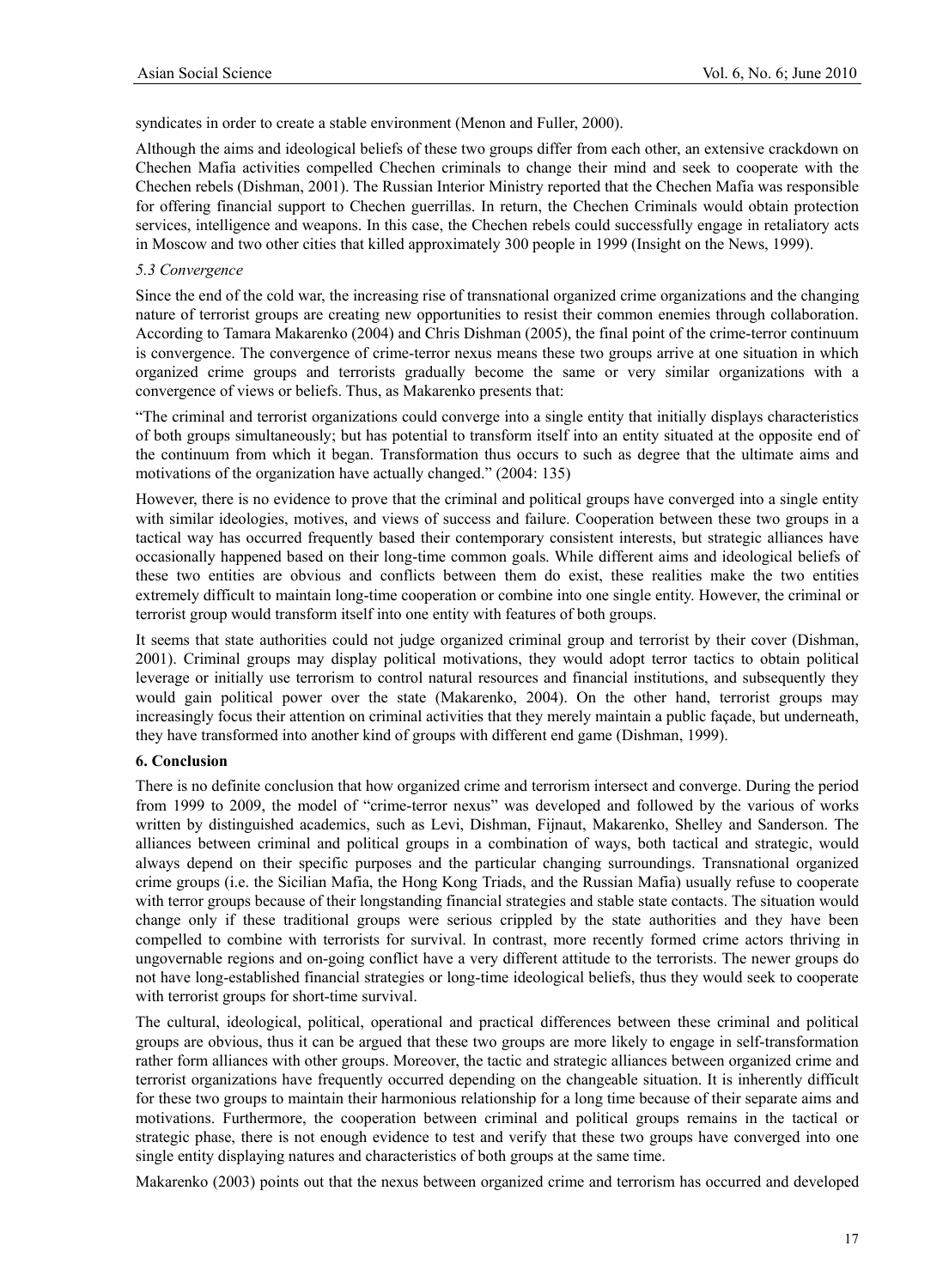syndicates in order to create a stable environment (Menon and Fuller, 2000).

Although the aims and ideological beliefs of these two groups differ from each other, an extensive crackdown on Chechen Mafia activities compelled Chechen criminals to change their mind and seek to cooperate with the Chechen rebels (Dishman, 2001). The Russian Interior Ministry reported that the Chechen Mafia was responsible for offering financial support to Chechen guerrillas. In return, the Chechen Criminals would obtain protection services, intelligence and weapons. In this case, the Chechen rebels could successfully engage in retaliatory acts in Moscow and two other cities that killed approximately 300 people in 1999 (Insight on the News, 1999).

### *5.3 Convergence*

Since the end of the cold war, the increasing rise of transnational organized crime organizations and the changing nature of terrorist groups are creating new opportunities to resist their common enemies through collaboration. According to Tamara Makarenko (2004) and Chris Dishman (2005), the final point of the crime-terror continuum is convergence. The convergence of crime-terror nexus means these two groups arrive at one situation in which organized crime groups and terrorists gradually become the same or very similar organizations with a convergence of views or beliefs. Thus, as Makarenko presents that:

"The criminal and terrorist organizations could converge into a single entity that initially displays characteristics of both groups simultaneously; but has potential to transform itself into an entity situated at the opposite end of the continuum from which it began. Transformation thus occurs to such as degree that the ultimate aims and motivations of the organization have actually changed." (2004: 135)

However, there is no evidence to prove that the criminal and political groups have converged into a single entity with similar ideologies, motives, and views of success and failure. Cooperation between these two groups in a tactical way has occurred frequently based their contemporary consistent interests, but strategic alliances have occasionally happened based on their long-time common goals. While different aims and ideological beliefs of these two entities are obvious and conflicts between them do exist, these realities make the two entities extremely difficult to maintain long-time cooperation or combine into one single entity. However, the criminal or terrorist group would transform itself into one entity with features of both groups.

It seems that state authorities could not judge organized criminal group and terrorist by their cover (Dishman, 2001). Criminal groups may display political motivations, they would adopt terror tactics to obtain political leverage or initially use terrorism to control natural resources and financial institutions, and subsequently they would gain political power over the state (Makarenko, 2004). On the other hand, terrorist groups may increasingly focus their attention on criminal activities that they merely maintain a public façade, but underneath, they have transformed into another kind of groups with different end game (Dishman, 1999).

## 6. Conclusion

There is no definite conclusion that how organized crime and terrorism intersect and converge. During the period from 1999 to 2009, the model of "crime-terror nexus" was developed and followed by the various of works written by distinguished academics, such as Levi, Dishman, Fijnaut, Makarenko, Shelley and Sanderson. The alliances between criminal and political groups in a combination of ways, both tactical and strategic, would always depend on their specific purposes and the particular changing surroundings. Transnational organized crime groups (i.e. the Sicilian Mafia, the Hong Kong Triads, and the Russian Mafia) usually refuse to cooperate with terror groups because of their longstanding financial strategies and stable state contacts. The situation would change only if these traditional groups were serious crippled by the state authorities and they have been compelled to combine with terrorists for survival. In contrast, more recently formed crime actors thriving in ungovernable regions and on-going conflict have a very different attitude to the terrorists. The newer groups do not have long-established financial strategies or long-time ideological beliefs, thus they would seek to cooperate with terrorist groups for short-time survival.

The cultural, ideological, political, operational and practical differences between these criminal and political groups are obvious, thus it can be argued that these two groups are more likely to engage in self-transformation rather form alliances with other groups. Moreover, the tactic and strategic alliances between organized crime and terrorist organizations have frequently occurred depending on the changeable situation. It is inherently difficult for these two groups to maintain their harmonious relationship for a long time because of their separate aims and motivations. Furthermore, the cooperation between criminal and political groups remains in the tactical or strategic phase, there is not enough evidence to test and verify that these two groups have converged into one single entity displaying natures and characteristics of both groups at the same time.

Makarenko (2003) points out that the nexus between organized crime and terrorism has occurred and developed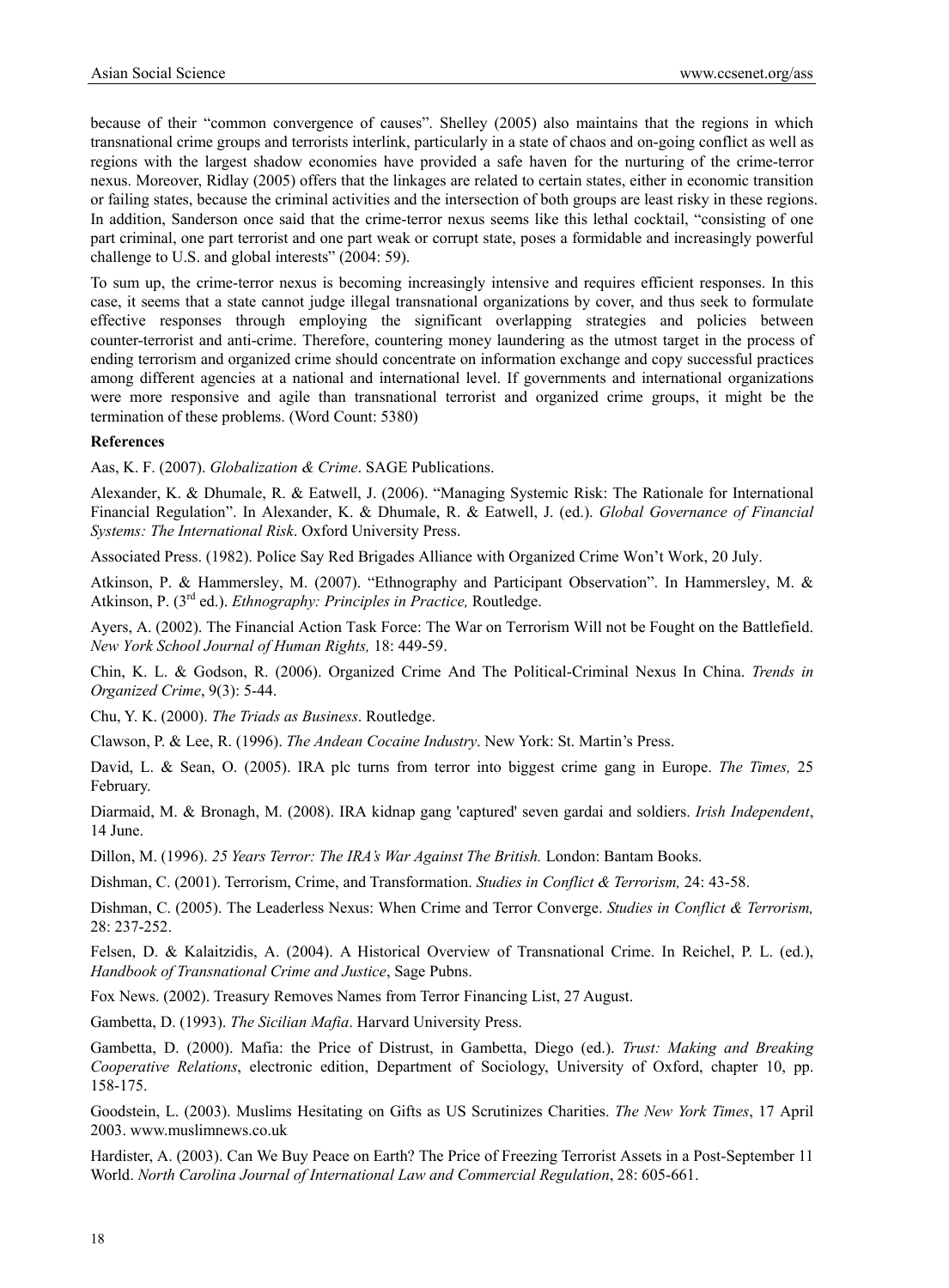because of their "common convergence of causes". Shelley (2005) also maintains that the regions in which transnational crime groups and terrorists interlink, particularly in a state of chaos and on-going conflict as well as regions with the largest shadow economies have provided a safe haven for the nurturing of the crime-terror nexus. Moreover, Ridlay (2005) offers that the linkages are related to certain states, either in economic transition or failing states, because the criminal activities and the intersection of both groups are least risky in these regions. In addition, Sanderson once said that the crime-terror nexus seems like this lethal cocktail, "consisting of one part criminal, one part terrorist and one part weak or corrupt state, poses a formidable and increasingly powerful challenge to U.S. and global interests" (2004: 59).

To sum up, the crime-terror nexus is becoming increasingly intensive and requires efficient responses. In this case, it seems that a state cannot judge illegal transnational organizations by cover, and thus seek to formulate effective responses through employing the significant overlapping strategies and policies between counter-terrorist and anti-crime. Therefore, countering money laundering as the utmost target in the process of ending terrorism and organized crime should concentrate on information exchange and copy successful practices among different agencies at a national and international level. If governments and international organizations were more responsive and agile than transnational terrorist and organized crime groups, it might be the termination of these problems. (Word Count: 5380)

**References**

Aas, K. F. (2007). *Globalization & Crime*. SAGE Publications.

Alexander, K. & Dhumale, R. & Eatwell, J. (2006). "Managing Systemic Risk: The Rationale for International Financial Regulation". In Alexander, K. & Dhumale, R. & Eatwell, J. (ed.). *Global Governance of Financial Systems: The International Risk*. Oxford University Press.

Associated Press. (1982). Police Say Red Brigades Alliance with Organized Crime Won't Work, 20 July.

Atkinson, P. & Hammersley, M. (2007). "Ethnography and Participant Observation". In Hammersley, M. & Atkinson, P. (3rd ed.). *Ethnography: Principles in Practice,* Routledge.

Ayers, A. (2002). The Financial Action Task Force: The War on Terrorism Will not be Fought on the Battlefield. *New York School Journal of Human Rights,* 18: 449-59.

Chin, K. L. & Godson, R. (2006). Organized Crime And The Political-Criminal Nexus In China. *Trends in Organized Crime*, 9(3): 5-44.

Chu, Y. K. (2000). *The Triads as Business*. Routledge.

Clawson, P. & Lee, R. (1996). *The Andean Cocaine Industry*. New York: St. Martin's Press.

David, L. & Sean, O. (2005). IRA plc turns from terror into biggest crime gang in Europe. *The Times,* 25 February.

Diarmaid, M. & Bronagh, M. (2008). IRA kidnap gang 'captured' seven gardai and soldiers. *Irish Independent*, 14 June.

Dillon, M. (1996). *25 Years Terror: The IRA's War Against The British.* London: Bantam Books.

Dishman, C. (2001). Terrorism, Crime, and Transformation. *Studies in Conflict & Terrorism,* 24: 43-58.

Dishman, C. (2005). The Leaderless Nexus: When Crime and Terror Converge. *Studies in Conflict & Terrorism,* 28: 237-252.

Felsen, D. & Kalaitzidis, A. (2004). A Historical Overview of Transnational Crime. In Reichel, P. L. (ed.), *Handbook of Transnational Crime and Justice*, Sage Pubns.

Fox News. (2002). Treasury Removes Names from Terror Financing List, 27 August.

Gambetta, D. (1993). *The Sicilian Mafia*. Harvard University Press.

Gambetta, D. (2000). Mafia: the Price of Distrust, in Gambetta, Diego (ed.). *Trust: Making and Breaking Cooperative Relations*, electronic edition, Department of Sociology, University of Oxford, chapter 10, pp. 158-175.

Goodstein, L. (2003). Muslims Hesitating on Gifts as US Scrutinizes Charities. *The New York Times*, 17 April 2003. www.muslimnews.co.uk

Hardister, A. (2003). Can We Buy Peace on Earth? The Price of Freezing Terrorist Assets in a Post-September 11 World. *North Carolina Journal of International Law and Commercial Regulation*, 28: 605-661.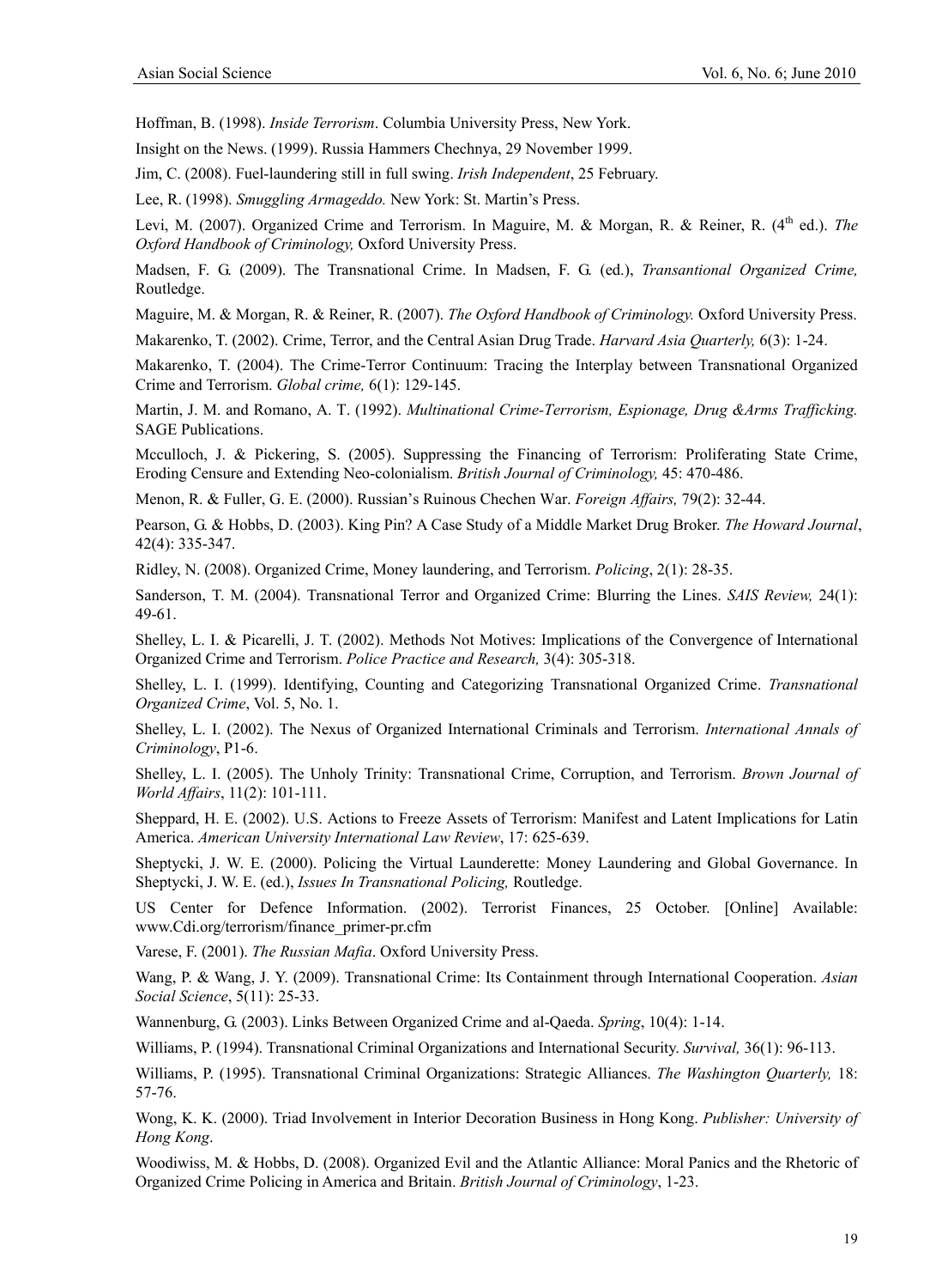Hoffman, B. (1998). *Inside Terrorism*. Columbia University Press, New York.

Insight on the News. (1999). Russia Hammers Chechnya, 29 November 1999.

Jim, C. (2008). Fuel-laundering still in full swing. *Irish Independent*, 25 February.

Lee, R. (1998). *Smuggling Armageddo.* New York: St. Martin's Press.

Levi, M. (2007). Organized Crime and Terrorism. In Maguire, M. & Morgan, R. & Reiner, R. (4th ed.). *The Oxford Handbook of Criminology,* Oxford University Press.

Madsen, F. G. (2009). The Transnational Crime. In Madsen, F. G. (ed.), *Transantional Organized Crime,* Routledge.

Maguire, M. & Morgan, R. & Reiner, R. (2007). *The Oxford Handbook of Criminology.* Oxford University Press.

Makarenko, T. (2002). Crime, Terror, and the Central Asian Drug Trade. *Harvard Asia Quarterly,* 6(3): 1-24.

Makarenko, T. (2004). The Crime-Terror Continuum: Tracing the Interplay between Transnational Organized Crime and Terrorism. *Global crime,* 6(1): 129-145.

Martin, J. M. and Romano, A. T. (1992). *Multinational Crime-Terrorism, Espionage, Drug &Arms Trafficking.* SAGE Publications.

Mcculloch, J. & Pickering, S. (2005). Suppressing the Financing of Terrorism: Proliferating State Crime, Eroding Censure and Extending Neo-colonialism. *British Journal of Criminology,* 45: 470-486.

Menon, R. & Fuller, G. E. (2000). Russian's Ruinous Chechen War. *Foreign Affairs,* 79(2): 32-44.

Pearson, G. & Hobbs, D. (2003). King Pin? A Case Study of a Middle Market Drug Broker. *The Howard Journal*, 42(4): 335-347.

Ridley, N. (2008). Organized Crime, Money laundering, and Terrorism. *Policing*, 2(1): 28-35.

Sanderson, T. M. (2004). Transnational Terror and Organized Crime: Blurring the Lines. *SAIS Review,* 24(1): 49-61.

Shelley, L. I. & Picarelli, J. T. (2002). Methods Not Motives: Implications of the Convergence of International Organized Crime and Terrorism. *Police Practice and Research,* 3(4): 305-318.

Shelley, L. I. (1999). Identifying, Counting and Categorizing Transnational Organized Crime. *Transnational Organized Crime*, Vol. 5, No. 1.

Shelley, L. I. (2002). The Nexus of Organized International Criminals and Terrorism. *International Annals of Criminology*, P1-6.

Shelley, L. I. (2005). The Unholy Trinity: Transnational Crime, Corruption, and Terrorism. *Brown Journal of World Affairs*, 11(2): 101-111.

Sheppard, H. E. (2002). U.S. Actions to Freeze Assets of Terrorism: Manifest and Latent Implications for Latin America. *American University International Law Review*, 17: 625-639.

Sheptycki, J. W. E. (2000). Policing the Virtual Launderette: Money Laundering and Global Governance. In Sheptycki, J. W. E. (ed.), *Issues In Transnational Policing,* Routledge.

US Center for Defence Information. (2002). Terrorist Finances, 25 October. [Online] Available: www.Cdi.org/terrorism/finance_primer-pr.cfm

Varese, F. (2001). *The Russian Mafia*. Oxford University Press.

Wang, P. & Wang, J. Y. (2009). Transnational Crime: Its Containment through International Cooperation. *Asian Social Science*, 5(11): 25-33.

Wannenburg, G. (2003). Links Between Organized Crime and al-Qaeda. *Spring*, 10(4): 1-14.

Williams, P. (1994). Transnational Criminal Organizations and International Security. *Survival,* 36(1): 96-113.

Williams, P. (1995). Transnational Criminal Organizations: Strategic Alliances. *The Washington Quarterly,* 18: 57-76.

Wong, K. K. (2000). Triad Involvement in Interior Decoration Business in Hong Kong. *Publisher: University of Hong Kong*.

Woodiwiss, M. & Hobbs, D. (2008). Organized Evil and the Atlantic Alliance: Moral Panics and the Rhetoric of Organized Crime Policing in America and Britain. *British Journal of Criminology*, 1-23.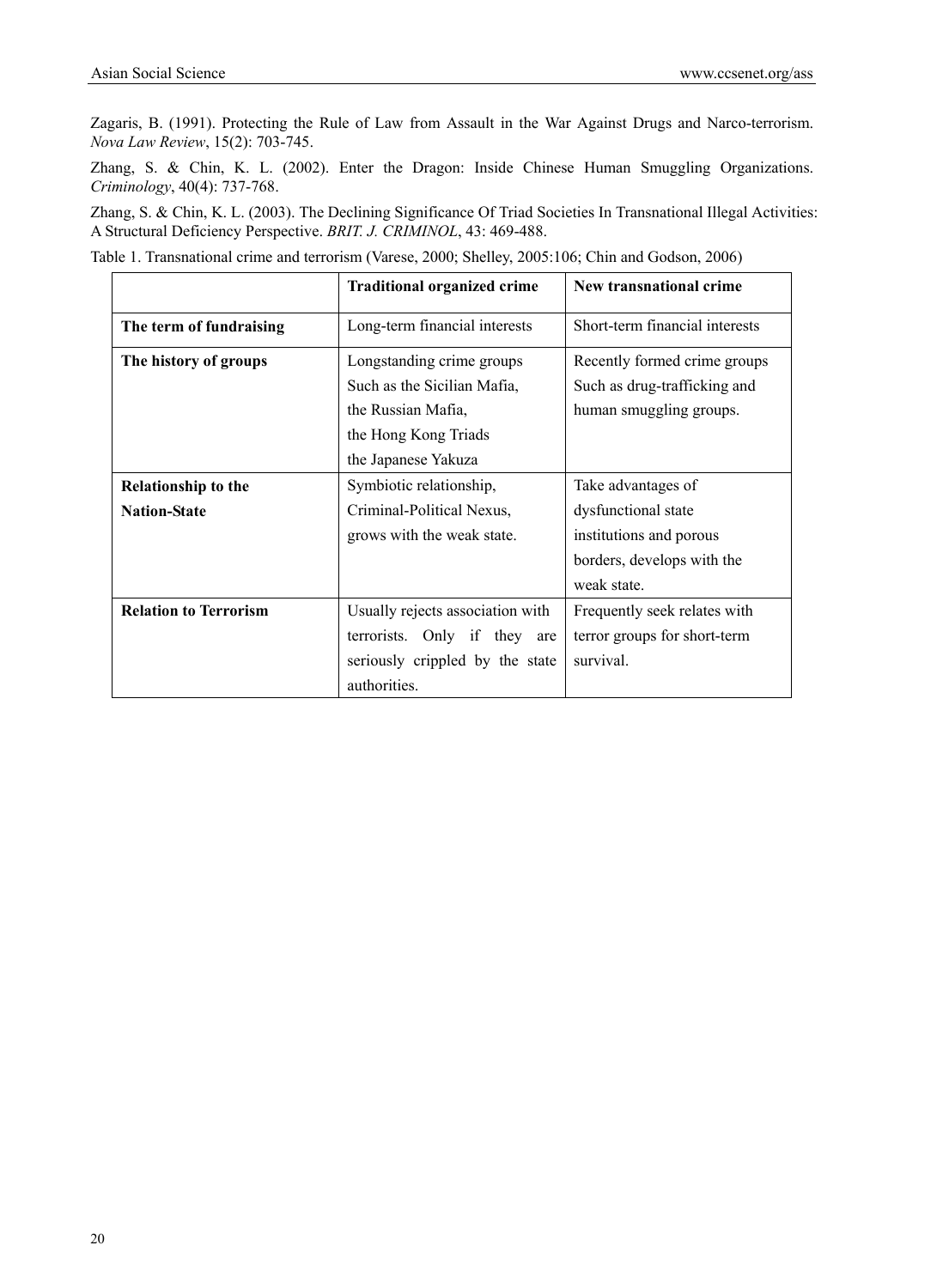Zagaris, B. (1991). Protecting the Rule of Law from Assault in the War Against Drugs and Narco-terrorism. *Nova Law Review*, 15(2): 703-745.

Zhang, S. & Chin, K. L. (2002). Enter the Dragon: Inside Chinese Human Smuggling Organizations. *Criminology*, 40(4): 737-768.

Zhang, S. & Chin, K. L. (2003). The Declining Significance Of Triad Societies In Transnational Illegal Activities: A Structural Deficiency Perspective. *BRIT. J. CRIMINOL*, 43: 469-488.

Table 1. Transnational crime and terrorism (Varese, 2000; Shelley, 2005:106; Chin and Godson, 2006)

| | **Traditional organized crime** | **New transnational crime** |
|---|---|---|
| **The term of fundraising** | Long-term financial interests | Short-term financial interests |
| **The history of groups** | Longstanding crime groups Such as the Sicilian Mafia, the Russian Mafia, the Hong Kong Triads the Japanese Yakuza | Recently formed crime groups Such as drug-trafficking and human smuggling groups. |
| **Relationship to the Nation-State** | Symbiotic relationship, Criminal-Political Nexus, grows with the weak state. | Take advantages of dysfunctional state institutions and porous borders, develops with the weak state. |
| **Relation to Terrorism** | Usually rejects association with terrorists. Only if they are seriously crippled by the state authorities. | Frequently seek relates with terror groups for short-term survival. |